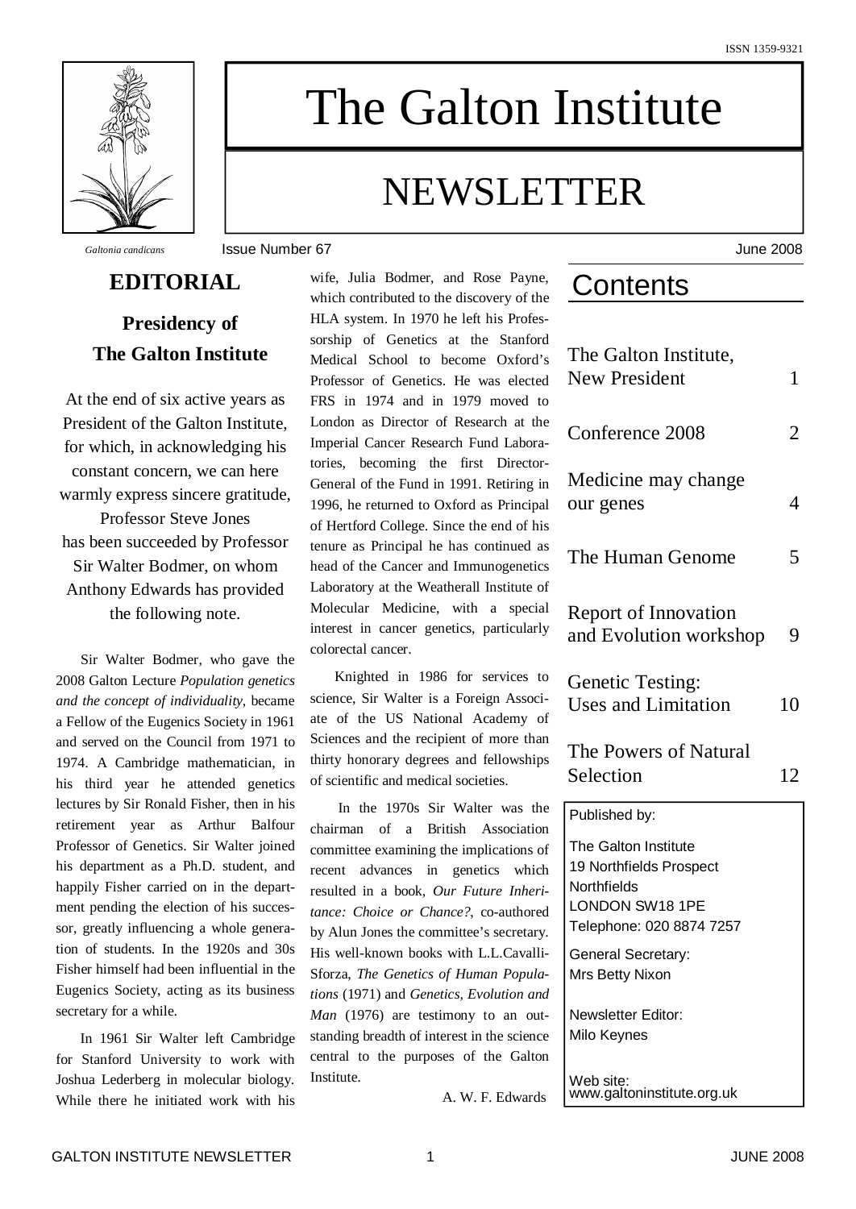ISSN 1359-9321

# The Galton Institute

# NEWSLETTER

*Galtonia candicans*

Issue Number 67 — June 2008

## EDITORIAL

### Presidency of The Galton Institute

At the end of six active years as President of the Galton Institute, for which, in acknowledging his constant concern, we can here warmly express sincere gratitude, Professor Steve Jones has been succeeded by Professor Sir Walter Bodmer, on whom Anthony Edwards has provided the following note.

Sir Walter Bodmer, who gave the 2008 Galton Lecture *Population genetics and the concept of individuality*, became a Fellow of the Eugenics Society in 1961 and served on the Council from 1971 to 1974. A Cambridge mathematician, in his third year he attended genetics lectures by Sir Ronald Fisher, then in his retirement year as Arthur Balfour Professor of Genetics. Sir Walter joined his department as a Ph.D. student, and happily Fisher carried on in the department pending the election of his successor, greatly influencing a whole generation of students. In the 1920s and 30s Fisher himself had been influential in the Eugenics Society, acting as its business secretary for a while.

In 1961 Sir Walter left Cambridge for Stanford University to work with Joshua Lederberg in molecular biology. While there he initiated work with his wife, Julia Bodmer, and Rose Payne, which contributed to the discovery of the HLA system. In 1970 he left his Professorship of Genetics at the Stanford Medical School to become Oxford's Professor of Genetics. He was elected FRS in 1974 and in 1979 moved to London as Director of Research at the Imperial Cancer Research Fund Laboratories, becoming the first Director-General of the Fund in 1991. Retiring in 1996, he returned to Oxford as Principal of Hertford College. Since the end of his tenure as Principal he has continued as head of the Cancer and Immunogenetics Laboratory at the Weatherall Institute of Molecular Medicine, with a special interest in cancer genetics, particularly colorectal cancer.

Knighted in 1986 for services to science, Sir Walter is a Foreign Associate of the US National Academy of Sciences and the recipient of more than thirty honorary degrees and fellowships of scientific and medical societies.

In the 1970s Sir Walter was the chairman of a British Association committee examining the implications of recent advances in genetics which resulted in a book, *Our Future Inheritance: Choice or Chance?*, co-authored by Alun Jones the committee's secretary. His well-known books with L.L.Cavalli-Sforza, *The Genetics of Human Populations* (1971) and *Genetics, Evolution and Man* (1976) are testimony to an outstanding breadth of interest in the science central to the purposes of the Galton Institute.

A. W. F. Edwards

## Contents

| | |
|---|---|
| The Galton Institute, New President | 1 |
| Conference 2008 | 2 |
| Medicine may change our genes | 4 |
| The Human Genome | 5 |
| Report of Innovation and Evolution workshop | 9 |
| Genetic Testing: Uses and Limitation | 10 |
| The Powers of Natural Selection | 12 |

Published by:

The Galton Institute
19 Northfields Prospect
Northfields
LONDON SW18 1PE
Telephone: 020 8874 7257

General Secretary:
Mrs Betty Nixon

Newsletter Editor:
Milo Keynes

Web site:
www.galtoninstitute.org.uk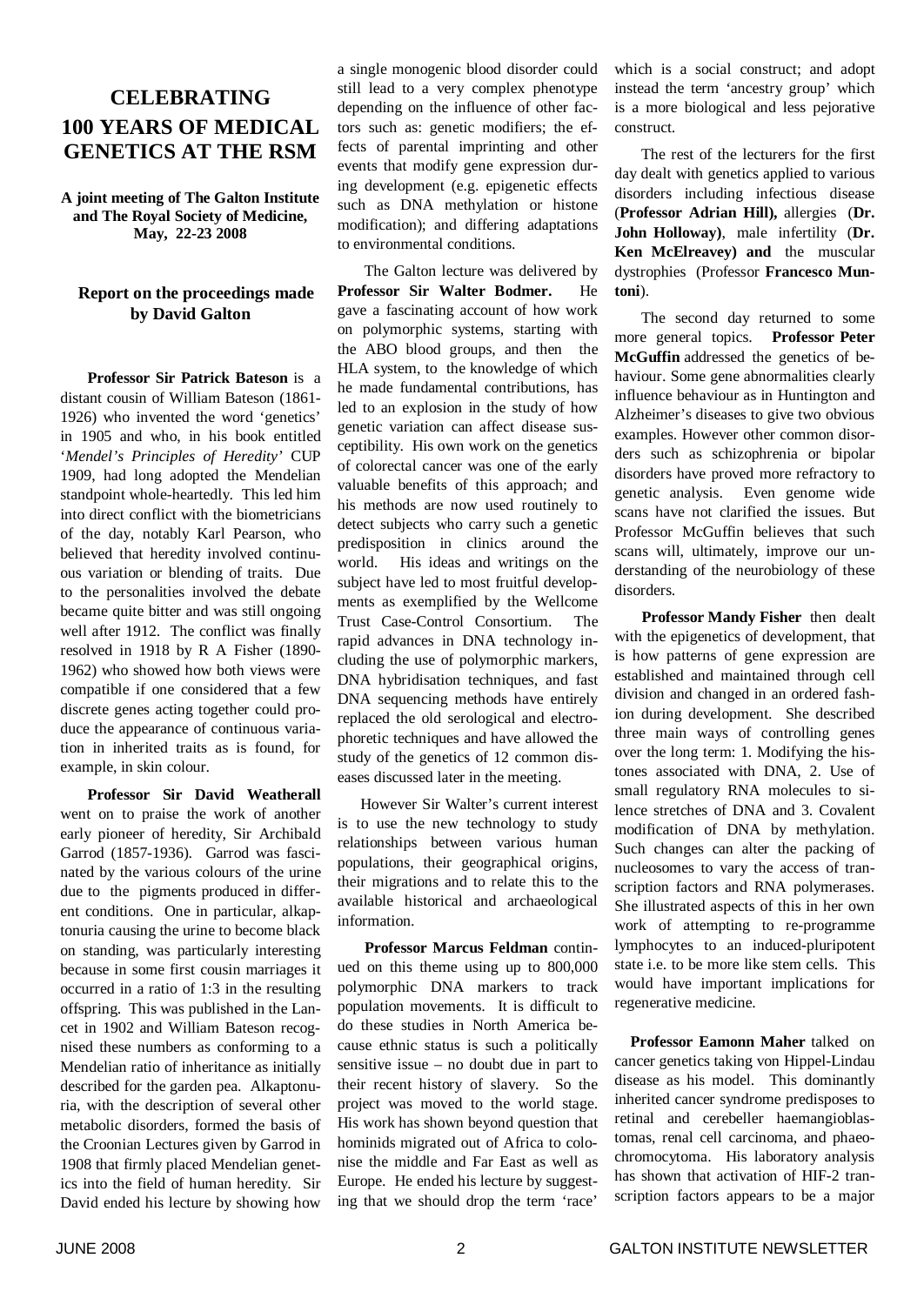# CELEBRATING 100 YEARS OF MEDICAL GENETICS AT THE RSM

**A joint meeting of The Galton Institute and The Royal Society of Medicine, May, 22-23 2008**

### Report on the proceedings made by David Galton

**Professor Sir Patrick Bateson** is a distant cousin of William Bateson (1861-1926) who invented the word 'genetics' in 1905 and who, in his book entitled '*Mendel's Principles of Heredity*' CUP 1909, had long adopted the Mendelian standpoint whole-heartedly. This led him into direct conflict with the biometricians of the day, notably Karl Pearson, who believed that heredity involved continuous variation or blending of traits. Due to the personalities involved the debate became quite bitter and was still ongoing well after 1912. The conflict was finally resolved in 1918 by R A Fisher (1890-1962) who showed how both views were compatible if one considered that a few discrete genes acting together could produce the appearance of continuous variation in inherited traits as is found, for example, in skin colour.

**Professor Sir David Weatherall** went on to praise the work of another early pioneer of heredity, Sir Archibald Garrod (1857-1936). Garrod was fascinated by the various colours of the urine due to the pigments produced in different conditions. One in particular, alkaptonuria causing the urine to become black on standing, was particularly interesting because in some first cousin marriages it occurred in a ratio of 1:3 in the resulting offspring. This was published in the Lancet in 1902 and William Bateson recognised these numbers as conforming to a Mendelian ratio of inheritance as initially described for the garden pea. Alkaptonuria, with the description of several other metabolic disorders, formed the basis of the Croonian Lectures given by Garrod in 1908 that firmly placed Mendelian genetics into the field of human heredity. Sir David ended his lecture by showing how a single monogenic blood disorder could still lead to a very complex phenotype depending on the influence of other factors such as: genetic modifiers; the effects of parental imprinting and other events that modify gene expression during development (e.g. epigenetic effects such as DNA methylation or histone modification); and differing adaptations to environmental conditions.

The Galton lecture was delivered by **Professor Sir Walter Bodmer.** He gave a fascinating account of how work on polymorphic systems, starting with the ABO blood groups, and then the HLA system, to the knowledge of which he made fundamental contributions, has led to an explosion in the study of how genetic variation can affect disease susceptibility. His own work on the genetics of colorectal cancer was one of the early valuable benefits of this approach; and his methods are now used routinely to detect subjects who carry such a genetic predisposition in clinics around the world. His ideas and writings on the subject have led to most fruitful developments as exemplified by the Wellcome Trust Case-Control Consortium. The rapid advances in DNA technology including the use of polymorphic markers, DNA hybridisation techniques, and fast DNA sequencing methods have entirely replaced the old serological and electrophoretic techniques and have allowed the study of the genetics of 12 common diseases discussed later in the meeting.

However Sir Walter's current interest is to use the new technology to study relationships between various human populations, their geographical origins, their migrations and to relate this to the available historical and archaeological information.

**Professor Marcus Feldman** continued on this theme using up to 800,000 polymorphic DNA markers to track population movements. It is difficult to do these studies in North America because ethnic status is such a politically sensitive issue – no doubt due in part to their recent history of slavery. So the project was moved to the world stage. His work has shown beyond question that hominids migrated out of Africa to colonise the middle and Far East as well as Europe. He ended his lecture by suggesting that we should drop the term 'race' which is a social construct; and adopt instead the term 'ancestry group' which is a more biological and less pejorative construct.

The rest of the lecturers for the first day dealt with genetics applied to various disorders including infectious disease (**Professor Adrian Hill),** allergies (**Dr. John Holloway)**, male infertility (**Dr. Ken McElreavey) and** the muscular dystrophies (Professor **Francesco Muntoni**).

The second day returned to some more general topics. **Professor Peter McGuffin** addressed the genetics of behaviour. Some gene abnormalities clearly influence behaviour as in Huntington and Alzheimer's diseases to give two obvious examples. However other common disorders such as schizophrenia or bipolar disorders have proved more refractory to genetic analysis. Even genome wide scans have not clarified the issues. But Professor McGuffin believes that such scans will, ultimately, improve our understanding of the neurobiology of these disorders.

**Professor Mandy Fisher** then dealt with the epigenetics of development, that is how patterns of gene expression are established and maintained through cell division and changed in an ordered fashion during development. She described three main ways of controlling genes over the long term: 1. Modifying the histones associated with DNA, 2. Use of small regulatory RNA molecules to silence stretches of DNA and 3. Covalent modification of DNA by methylation. Such changes can alter the packing of nucleosomes to vary the access of transcription factors and RNA polymerases. She illustrated aspects of this in her own work of attempting to re-programme lymphocytes to an induced-pluripotent state i.e. to be more like stem cells. This would have important implications for regenerative medicine.

**Professor Eamonn Maher** talked on cancer genetics taking von Hippel-Lindau disease as his model. This dominantly inherited cancer syndrome predisposes to retinal and cerebeller haemangioblastomas, renal cell carcinoma, and phaeochromocytoma. His laboratory analysis has shown that activation of HIF-2 transcription factors appears to be a major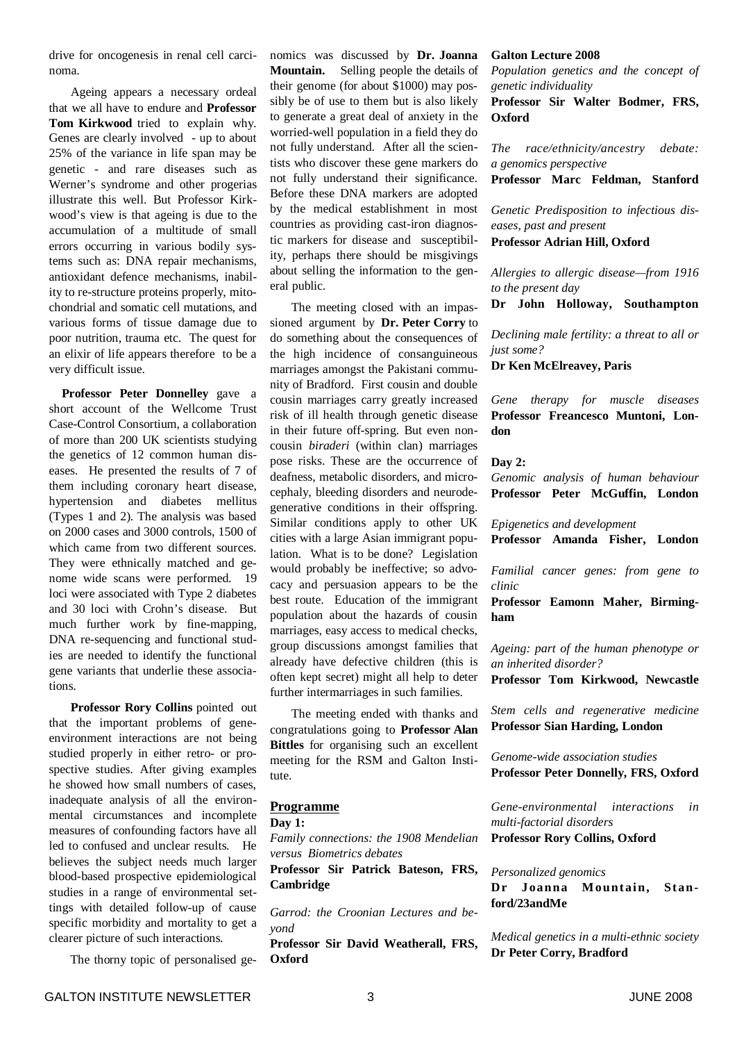drive for oncogenesis in renal cell carcinoma.

Ageing appears a necessary ordeal that we all have to endure and **Professor Tom Kirkwood** tried to explain why. Genes are clearly involved - up to about 25% of the variance in life span may be genetic - and rare diseases such as Werner's syndrome and other progerias illustrate this well. But Professor Kirkwood's view is that ageing is due to the accumulation of a multitude of small errors occurring in various bodily systems such as: DNA repair mechanisms, antioxidant defence mechanisms, inability to re-structure proteins properly, mitochondrial and somatic cell mutations, and various forms of tissue damage due to poor nutrition, trauma etc. The quest for an elixir of life appears therefore to be a very difficult issue.

**Professor Peter Donnelley** gave a short account of the Wellcome Trust Case-Control Consortium, a collaboration of more than 200 UK scientists studying the genetics of 12 common human diseases. He presented the results of 7 of them including coronary heart disease, hypertension and diabetes mellitus (Types 1 and 2). The analysis was based on 2000 cases and 3000 controls, 1500 of which came from two different sources. They were ethnically matched and genome wide scans were performed. 19 loci were associated with Type 2 diabetes and 30 loci with Crohn's disease. But much further work by fine-mapping, DNA re-sequencing and functional studies are needed to identify the functional gene variants that underlie these associations.

**Professor Rory Collins** pointed out that the important problems of gene-environment interactions are not being studied properly in either retro- or prospective studies. After giving examples he showed how small numbers of cases, inadequate analysis of all the environmental circumstances and incomplete measures of confounding factors have all led to confused and unclear results. He believes the subject needs much larger blood-based prospective epidemiological studies in a range of environmental settings with detailed follow-up of cause specific morbidity and mortality to get a clearer picture of such interactions.

The thorny topic of personalised genomics was discussed by **Dr. Joanna Mountain.** Selling people the details of their genome (for about $1000) may possibly be of use to them but is also likely to generate a great deal of anxiety in the worried-well population in a field they do not fully understand. After all the scientists who discover these gene markers do not fully understand their significance. Before these DNA markers are adopted by the medical establishment in most countries as providing cast-iron diagnostic markers for disease and susceptibility, perhaps there should be misgivings about selling the information to the general public.

The meeting closed with an impassioned argument by **Dr. Peter Corry** to do something about the consequences of the high incidence of consanguineous marriages amongst the Pakistani community of Bradford. First cousin and double cousin marriages carry greatly increased risk of ill health through genetic disease in their future off-spring. But even non-cousin *biraderi* (within clan) marriages pose risks. These are the occurrence of deafness, metabolic disorders, and microcephaly, bleeding disorders and neurodegenerative conditions in their offspring. Similar conditions apply to other UK cities with a large Asian immigrant population. What is to be done? Legislation would probably be ineffective; so advocacy and persuasion appears to be the best route. Education of the immigrant population about the hazards of cousin marriages, easy access to medical checks, group discussions amongst families that already have defective children (this is often kept secret) might all help to deter further intermarriages in such families.

The meeting ended with thanks and congratulations going to **Professor Alan Bittles** for organising such an excellent meeting for the RSM and Galton Institute.

## Programme

**Day 1:**

*Family connections: the 1908 Mendelian versus Biometrics debates*
**Professor Sir Patrick Bateson, FRS, Cambridge**

*Garrod: the Croonian Lectures and beyond*
**Professor Sir David Weatherall, FRS, Oxford**

**Galton Lecture 2008**
*Population genetics and the concept of genetic individuality*
**Professor Sir Walter Bodmer, FRS, Oxford**

*The race/ethnicity/ancestry debate: a genomics perspective*
**Professor Marc Feldman, Stanford**

*Genetic Predisposition to infectious diseases, past and present*
**Professor Adrian Hill, Oxford**

*Allergies to allergic disease—from 1916 to the present day*
**Dr John Holloway, Southampton**

*Declining male fertility: a threat to all or just some?*
**Dr Ken McElreavey, Paris**

*Gene therapy for muscle diseases*
**Professor Francesco Muntoni, London**

**Day 2:**

*Genomic analysis of human behaviour*
**Professor Peter McGuffin, London**

*Epigenetics and development*
**Professor Amanda Fisher, London**

*Familial cancer genes: from gene to clinic*
**Professor Eamonn Maher, Birmingham**

*Ageing: part of the human phenotype or an inherited disorder?*
**Professor Tom Kirkwood, Newcastle**

*Stem cells and regenerative medicine*
**Professor Sian Harding, London**

*Genome-wide association studies*
**Professor Peter Donnelly, FRS, Oxford**

*Gene-environmental interactions in multi-factorial disorders*
**Professor Rory Collins, Oxford**

*Personalized genomics*
**Dr Joanna Mountain, Stanford/23andMe**

*Medical genetics in a multi-ethnic society*
**Dr Peter Corry, Bradford**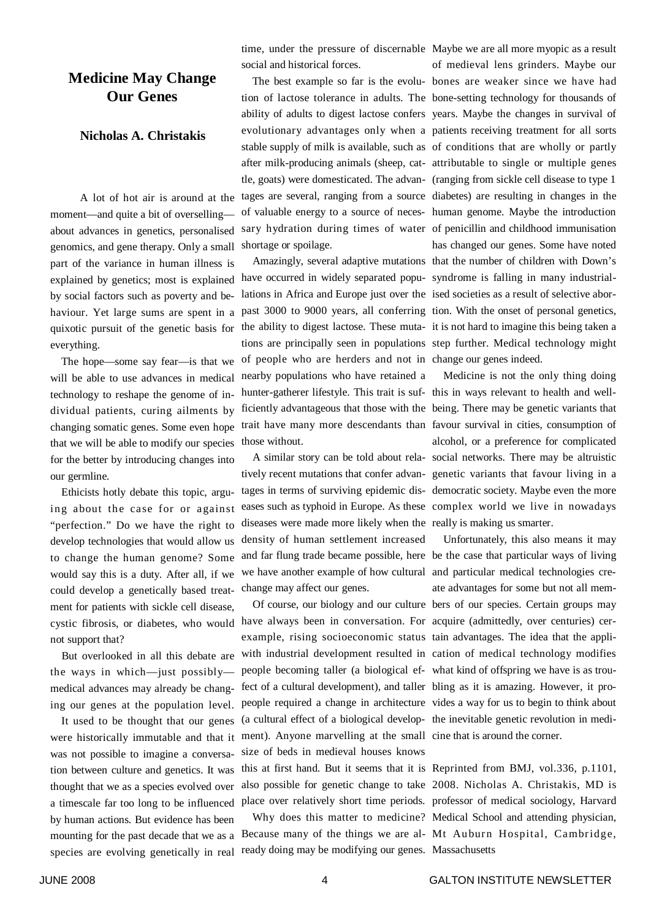# Medicine May Change Our Genes

### Nicholas A. Christakis

A lot of hot air is around at the moment—and quite a bit of overselling—about advances in genetics, personalised genomics, and gene therapy. Only a small part of the variance in human illness is explained by genetics; most is explained by social factors such as poverty and behaviour. Yet large sums are spent in a quixotic pursuit of the genetic basis for everything.

The hope—some say fear—is that we will be able to use advances in medical technology to reshape the genome of individual patients, curing ailments by changing somatic genes. Some even hope that we will be able to modify our species for the better by introducing changes into our germline.

Ethicists hotly debate this topic, arguing about the case for or against "perfection." Do we have the right to develop technologies that would allow us to change the human genome? Some would say this is a duty. After all, if we could develop a genetically based treatment for patients with sickle cell disease, cystic fibrosis, or diabetes, who would not support that?

But overlooked in all this debate are the ways in which—just possibly—medical advances may already be changing our genes at the population level.

It used to be thought that our genes were historically immutable and that it was not possible to imagine a conversation between culture and genetics. It was thought that we as a species evolved over a timescale far too long to be influenced by human actions. But evidence has been mounting for the past decade that we as a species are evolving genetically in real time, under the pressure of discernable social and historical forces.

The best example so far is the evolution of lactose tolerance in adults. The ability of adults to digest lactose confers evolutionary advantages only when a stable supply of milk is available, such as after milk-producing animals (sheep, cattle, goats) were domesticated. The advantages are several, ranging from a source of valuable energy to a source of necessary hydration during times of water shortage or spoilage.

Amazingly, several adaptive mutations have occurred in widely separated populations in Africa and Europe just over the past 3000 to 9000 years, all conferring the ability to digest lactose. These mutations are principally seen in populations of people who are herders and not in nearby populations who have retained a hunter-gatherer lifestyle. This trait is sufficiently advantageous that those with the trait have many more descendants than those without.

A similar story can be told about relatively recent mutations that confer advantages in terms of surviving epidemic diseases such as typhoid in Europe. As these diseases were made more likely when the density of human settlement increased and far flung trade became possible, here we have another example of how cultural change may affect our genes.

Of course, our biology and our culture have always been in conversation. For example, rising socioeconomic status with industrial development resulted in people becoming taller (a biological effect of a cultural development), and taller people required a change in architecture (a cultural effect of a biological development). Anyone marvelling at the small size of beds in medieval houses knows this at first hand. But it seems that it is also possible for genetic change to take place over relatively short time periods.

Why does this matter to medicine? Because many of the things we are already doing may be modifying our genes. Maybe we are all more myopic as a result of medieval lens grinders. Maybe our bones are weaker since we have had bone-setting technology for thousands of years. Maybe the changes in survival of patients receiving treatment for all sorts of conditions that are wholly or partly attributable to single or multiple genes (ranging from sickle cell disease to type 1 diabetes) are resulting in changes in the human genome. Maybe the introduction of penicillin and childhood immunisation has changed our genes. Some have noted that the number of children with Down's syndrome is falling in many industrialised societies as a result of selective abortion. With the onset of personal genetics, it is not hard to imagine this being taken a step further. Medical technology might change our genes indeed.

Medicine is not the only thing doing this in ways relevant to health and wellbeing. There may be genetic variants that favour survival in cities, consumption of alcohol, or a preference for complicated social networks. There may be altruistic genetic variants that favour living in a democratic society. Maybe even the more complex world we live in nowadays really is making us smarter.

Unfortunately, this also means it may be the case that particular ways of living and particular medical technologies create advantages for some but not all members of our species. Certain groups may acquire (admittedly, over centuries) certain advantages. The idea that the application of medical technology modifies what kind of offspring we have is as troubling as it is amazing. However, it provides a way for us to begin to think about the inevitable genetic revolution in medicine that is around the corner.

Reprinted from BMJ, vol.336, p.1101, 2008. Nicholas A. Christakis, MD is professor of medical sociology, Harvard Medical School and attending physician, Mt Auburn Hospital, Cambridge, Massachusetts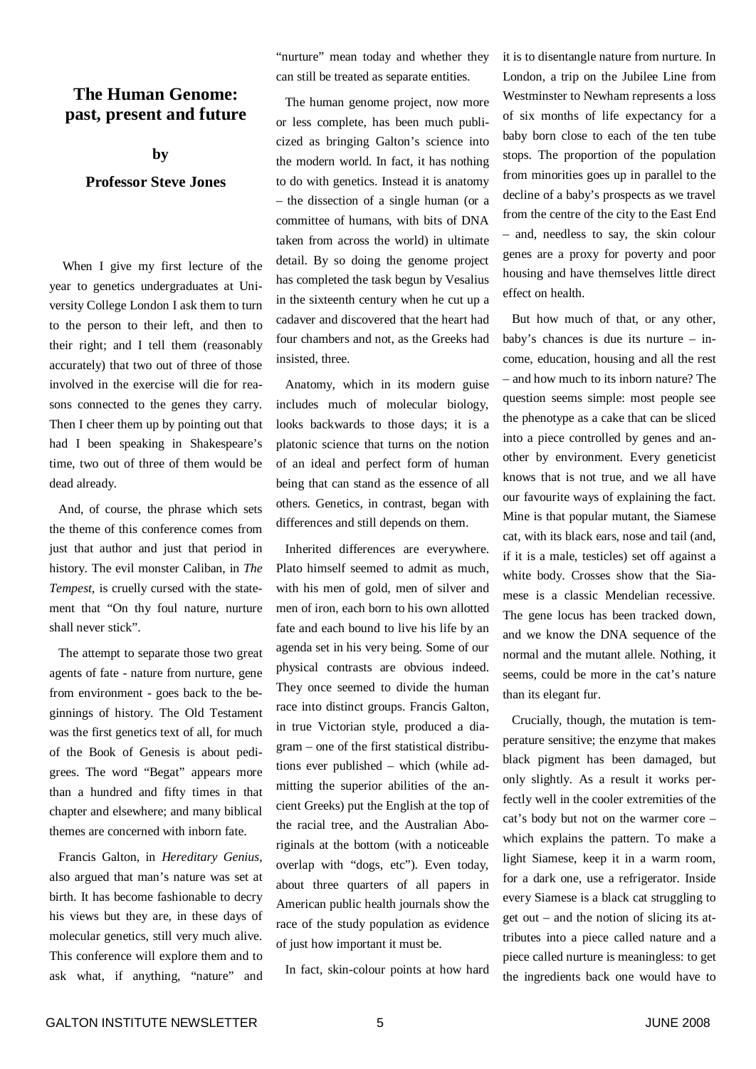## The Human Genome: past, present and future

**by**

**Professor Steve Jones**

When I give my first lecture of the year to genetics undergraduates at University College London I ask them to turn to the person to their left, and then to their right; and I tell them (reasonably accurately) that two out of three of those involved in the exercise will die for reasons connected to the genes they carry. Then I cheer them up by pointing out that had I been speaking in Shakespeare's time, two out of three of them would be dead already.

And, of course, the phrase which sets the theme of this conference comes from just that author and just that period in history. The evil monster Caliban, in *The Tempest*, is cruelly cursed with the statement that "On thy foul nature, nurture shall never stick".

The attempt to separate those two great agents of fate - nature from nurture, gene from environment - goes back to the beginnings of history. The Old Testament was the first genetics text of all, for much of the Book of Genesis is about pedigrees. The word "Begat" appears more than a hundred and fifty times in that chapter and elsewhere; and many biblical themes are concerned with inborn fate.

Francis Galton, in *Hereditary Genius*, also argued that man's nature was set at birth. It has become fashionable to decry his views but they are, in these days of molecular genetics, still very much alive. This conference will explore them and to ask what, if anything, "nature" and "nurture" mean today and whether they can still be treated as separate entities.

The human genome project, now more or less complete, has been much publicized as bringing Galton's science into the modern world. In fact, it has nothing to do with genetics. Instead it is anatomy – the dissection of a single human (or a committee of humans, with bits of DNA taken from across the world) in ultimate detail. By so doing the genome project has completed the task begun by Vesalius in the sixteenth century when he cut up a cadaver and discovered that the heart had four chambers and not, as the Greeks had insisted, three.

Anatomy, which in its modern guise includes much of molecular biology, looks backwards to those days; it is a platonic science that turns on the notion of an ideal and perfect form of human being that can stand as the essence of all others. Genetics, in contrast, began with differences and still depends on them.

Inherited differences are everywhere. Plato himself seemed to admit as much, with his men of gold, men of silver and men of iron, each born to his own allotted fate and each bound to live his life by an agenda set in his very being. Some of our physical contrasts are obvious indeed. They once seemed to divide the human race into distinct groups. Francis Galton, in true Victorian style, produced a diagram – one of the first statistical distributions ever published – which (while admitting the superior abilities of the ancient Greeks) put the English at the top of the racial tree, and the Australian Aboriginals at the bottom (with a noticeable overlap with "dogs, etc"). Even today, about three quarters of all papers in American public health journals show the race of the study population as evidence of just how important it must be.

In fact, skin-colour points at how hard it is to disentangle nature from nurture. In London, a trip on the Jubilee Line from Westminster to Newham represents a loss of six months of life expectancy for a baby born close to each of the ten tube stops. The proportion of the population from minorities goes up in parallel to the decline of a baby's prospects as we travel from the centre of the city to the East End – and, needless to say, the skin colour genes are a proxy for poverty and poor housing and have themselves little direct effect on health.

But how much of that, or any other, baby's chances is due its nurture – income, education, housing and all the rest – and how much to its inborn nature? The question seems simple: most people see the phenotype as a cake that can be sliced into a piece controlled by genes and another by environment. Every geneticist knows that is not true, and we all have our favourite ways of explaining the fact. Mine is that popular mutant, the Siamese cat, with its black ears, nose and tail (and, if it is a male, testicles) set off against a white body. Crosses show that the Siamese is a classic Mendelian recessive. The gene locus has been tracked down, and we know the DNA sequence of the normal and the mutant allele. Nothing, it seems, could be more in the cat's nature than its elegant fur.

Crucially, though, the mutation is temperature sensitive; the enzyme that makes black pigment has been damaged, but only slightly. As a result it works perfectly well in the cooler extremities of the cat's body but not on the warmer core – which explains the pattern. To make a light Siamese, keep it in a warm room, for a dark one, use a refrigerator. Inside every Siamese is a black cat struggling to get out – and the notion of slicing its attributes into a piece called nature and a piece called nurture is meaningless: to get the ingredients back one would have to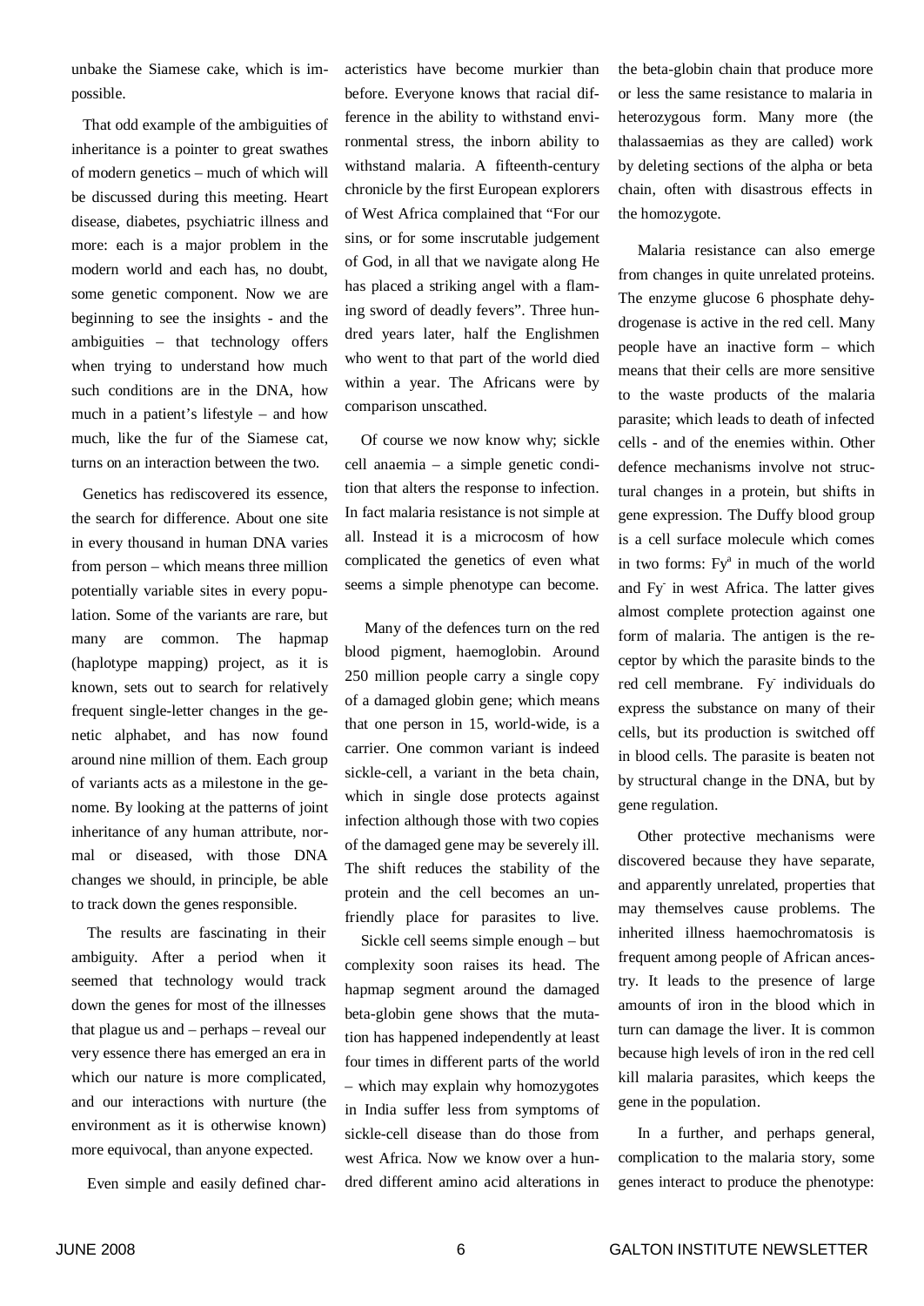unbake the Siamese cake, which is impossible.

That odd example of the ambiguities of inheritance is a pointer to great swathes of modern genetics – much of which will be discussed during this meeting. Heart disease, diabetes, psychiatric illness and more: each is a major problem in the modern world and each has, no doubt, some genetic component. Now we are beginning to see the insights - and the ambiguities – that technology offers when trying to understand how much such conditions are in the DNA, how much in a patient's lifestyle – and how much, like the fur of the Siamese cat, turns on an interaction between the two.

Genetics has rediscovered its essence, the search for difference. About one site in every thousand in human DNA varies from person – which means three million potentially variable sites in every population. Some of the variants are rare, but many are common. The hapmap (haplotype mapping) project, as it is known, sets out to search for relatively frequent single-letter changes in the genetic alphabet, and has now found around nine million of them. Each group of variants acts as a milestone in the genome. By looking at the patterns of joint inheritance of any human attribute, normal or diseased, with those DNA changes we should, in principle, be able to track down the genes responsible.

The results are fascinating in their ambiguity. After a period when it seemed that technology would track down the genes for most of the illnesses that plague us and – perhaps – reveal our very essence there has emerged an era in which our nature is more complicated, and our interactions with nurture (the environment as it is otherwise known) more equivocal, than anyone expected.

Even simple and easily defined characteristics have become murkier than before. Everyone knows that racial difference in the ability to withstand environmental stress, the inborn ability to withstand malaria. A fifteenth-century chronicle by the first European explorers of West Africa complained that "For our sins, or for some inscrutable judgement of God, in all that we navigate along He has placed a striking angel with a flaming sword of deadly fevers". Three hundred years later, half the Englishmen who went to that part of the world died within a year. The Africans were by comparison unscathed.

Of course we now know why; sickle cell anaemia – a simple genetic condition that alters the response to infection. In fact malaria resistance is not simple at all. Instead it is a microcosm of how complicated the genetics of even what seems a simple phenotype can become.

Many of the defences turn on the red blood pigment, haemoglobin. Around 250 million people carry a single copy of a damaged globin gene; which means that one person in 15, world-wide, is a carrier. One common variant is indeed sickle-cell, a variant in the beta chain, which in single dose protects against infection although those with two copies of the damaged gene may be severely ill. The shift reduces the stability of the protein and the cell becomes an unfriendly place for parasites to live.

Sickle cell seems simple enough – but complexity soon raises its head. The hapmap segment around the damaged beta-globin gene shows that the mutation has happened independently at least four times in different parts of the world – which may explain why homozygotes in India suffer less from symptoms of sickle-cell disease than do those from west Africa. Now we know over a hundred different amino acid alterations in the beta-globin chain that produce more or less the same resistance to malaria in heterozygous form. Many more (the thalassaemias as they are called) work by deleting sections of the alpha or beta chain, often with disastrous effects in the homozygote.

Malaria resistance can also emerge from changes in quite unrelated proteins. The enzyme glucose 6 phosphate dehydrogenase is active in the red cell. Many people have an inactive form – which means that their cells are more sensitive to the waste products of the malaria parasite; which leads to death of infected cells - and of the enemies within. Other defence mechanisms involve not structural changes in a protein, but shifts in gene expression. The Duffy blood group is a cell surface molecule which comes in two forms: $Fy^a$ in much of the world and $Fy^-$ in west Africa. The latter gives almost complete protection against one form of malaria. The antigen is the receptor by which the parasite binds to the red cell membrane. $Fy^-$ individuals do express the substance on many of their cells, but its production is switched off in blood cells. The parasite is beaten not by structural change in the DNA, but by gene regulation.

Other protective mechanisms were discovered because they have separate, and apparently unrelated, properties that may themselves cause problems. The inherited illness haemochromatosis is frequent among people of African ancestry. It leads to the presence of large amounts of iron in the blood which in turn can damage the liver. It is common because high levels of iron in the red cell kill malaria parasites, which keeps the gene in the population.

In a further, and perhaps general, complication to the malaria story, some genes interact to produce the phenotype: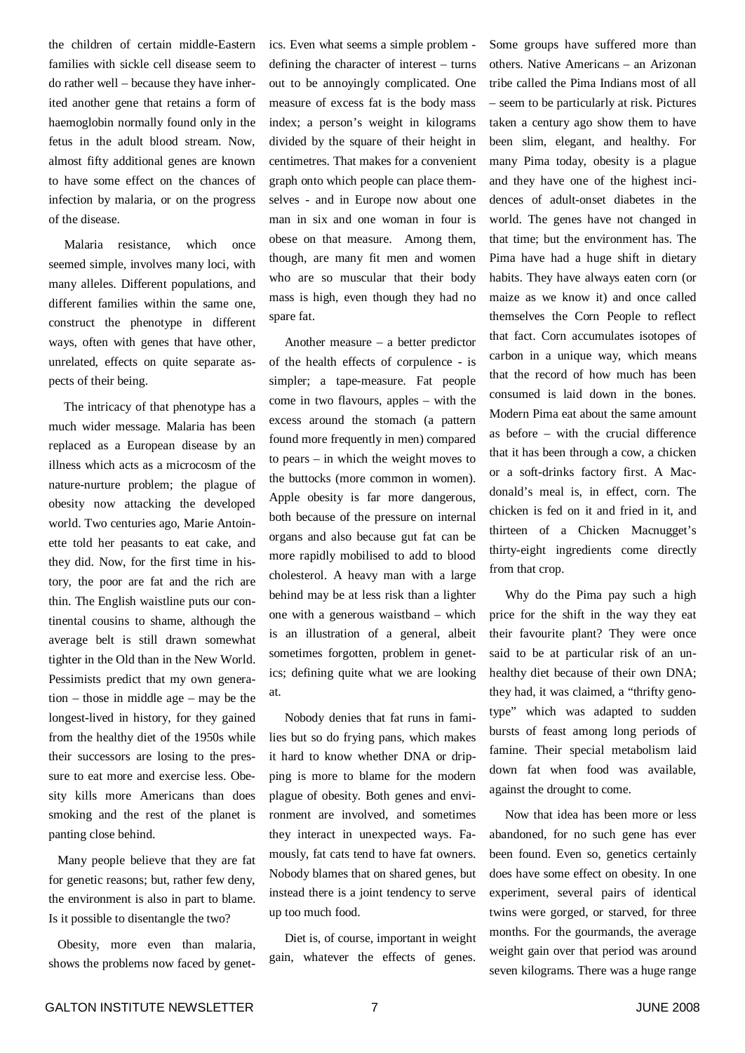the children of certain middle-Eastern families with sickle cell disease seem to do rather well – because they have inherited another gene that retains a form of haemoglobin normally found only in the fetus in the adult blood stream. Now, almost fifty additional genes are known to have some effect on the chances of infection by malaria, or on the progress of the disease.

Malaria resistance, which once seemed simple, involves many loci, with many alleles. Different populations, and different families within the same one, construct the phenotype in different ways, often with genes that have other, unrelated, effects on quite separate aspects of their being.

The intricacy of that phenotype has a much wider message. Malaria has been replaced as a European disease by an illness which acts as a microcosm of the nature-nurture problem; the plague of obesity now attacking the developed world. Two centuries ago, Marie Antoinette told her peasants to eat cake, and they did. Now, for the first time in history, the poor are fat and the rich are thin. The English waistline puts our continental cousins to shame, although the average belt is still drawn somewhat tighter in the Old than in the New World. Pessimists predict that my own generation – those in middle age – may be the longest-lived in history, for they gained from the healthy diet of the 1950s while their successors are losing to the pressure to eat more and exercise less. Obesity kills more Americans than does smoking and the rest of the planet is panting close behind.

Many people believe that they are fat for genetic reasons; but, rather few deny, the environment is also in part to blame. Is it possible to disentangle the two?

Obesity, more even than malaria, shows the problems now faced by genetics. Even what seems a simple problem - defining the character of interest – turns out to be annoyingly complicated. One measure of excess fat is the body mass index; a person's weight in kilograms divided by the square of their height in centimetres. That makes for a convenient graph onto which people can place themselves - and in Europe now about one man in six and one woman in four is obese on that measure. Among them, though, are many fit men and women who are so muscular that their body mass is high, even though they had no spare fat.

Another measure – a better predictor of the health effects of corpulence - is simpler; a tape-measure. Fat people come in two flavours, apples – with the excess around the stomach (a pattern found more frequently in men) compared to pears – in which the weight moves to the buttocks (more common in women). Apple obesity is far more dangerous, both because of the pressure on internal organs and also because gut fat can be more rapidly mobilised to add to blood cholesterol. A heavy man with a large behind may be at less risk than a lighter one with a generous waistband – which is an illustration of a general, albeit sometimes forgotten, problem in genetics; defining quite what we are looking at.

Nobody denies that fat runs in families but so do frying pans, which makes it hard to know whether DNA or dripping is more to blame for the modern plague of obesity. Both genes and environment are involved, and sometimes they interact in unexpected ways. Famously, fat cats tend to have fat owners. Nobody blames that on shared genes, but instead there is a joint tendency to serve up too much food.

Diet is, of course, important in weight gain, whatever the effects of genes. Some groups have suffered more than others. Native Americans – an Arizonan tribe called the Pima Indians most of all – seem to be particularly at risk. Pictures taken a century ago show them to have been slim, elegant, and healthy. For many Pima today, obesity is a plague and they have one of the highest incidences of adult-onset diabetes in the world. The genes have not changed in that time; but the environment has. The Pima have had a huge shift in dietary habits. They have always eaten corn (or maize as we know it) and once called themselves the Corn People to reflect that fact. Corn accumulates isotopes of carbon in a unique way, which means that the record of how much has been consumed is laid down in the bones. Modern Pima eat about the same amount as before – with the crucial difference that it has been through a cow, a chicken or a soft-drinks factory first. A Macdonald's meal is, in effect, corn. The chicken is fed on it and fried in it, and thirteen of a Chicken Macnugget's thirty-eight ingredients come directly from that crop.

Why do the Pima pay such a high price for the shift in the way they eat their favourite plant? They were once said to be at particular risk of an unhealthy diet because of their own DNA; they had, it was claimed, a "thrifty genotype" which was adapted to sudden bursts of feast among long periods of famine. Their special metabolism laid down fat when food was available, against the drought to come.

Now that idea has been more or less abandoned, for no such gene has ever been found. Even so, genetics certainly does have some effect on obesity. In one experiment, several pairs of identical twins were gorged, or starved, for three months. For the gourmands, the average weight gain over that period was around seven kilograms. There was a huge range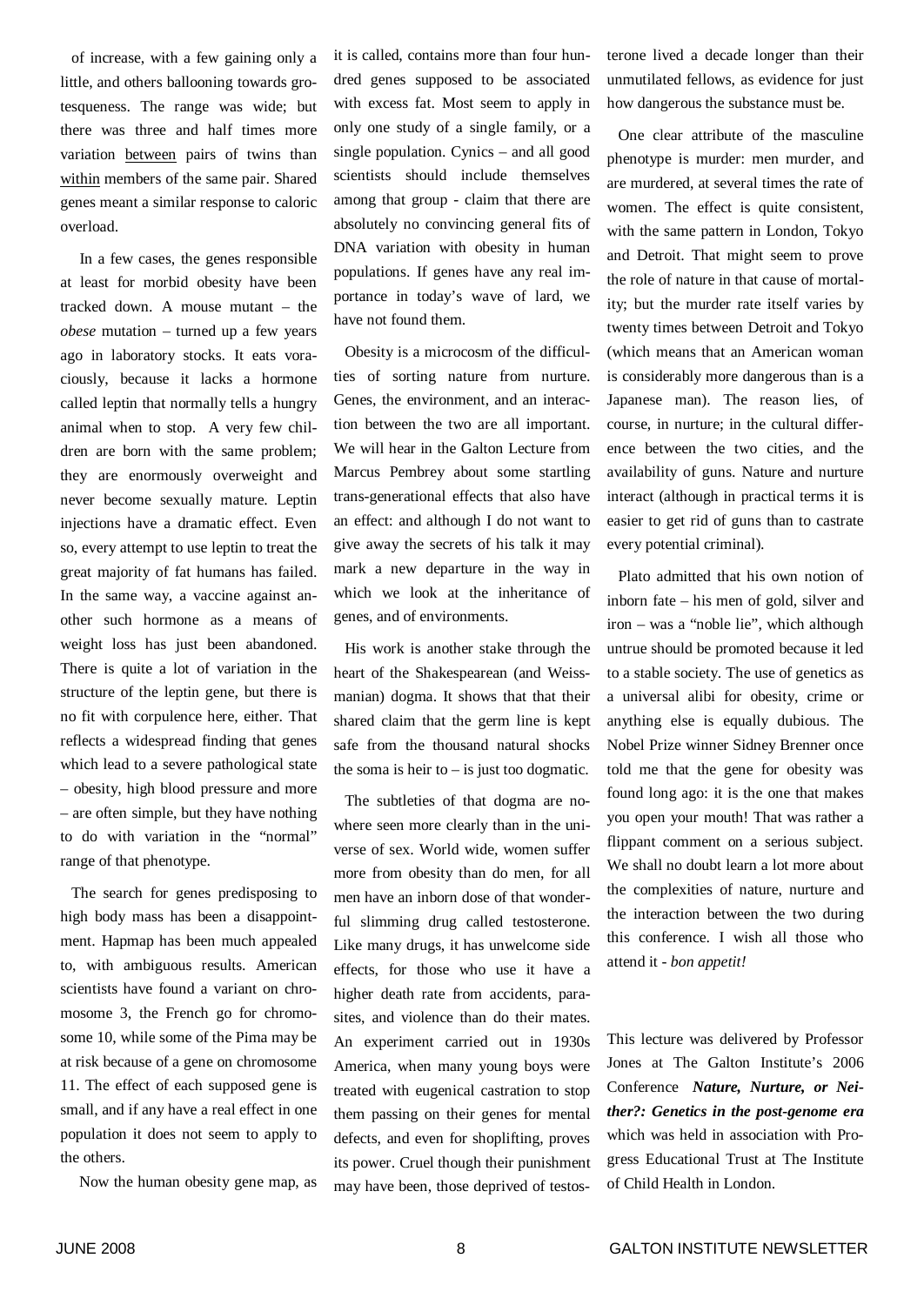of increase, with a few gaining only a little, and others ballooning towards grotesqueness. The range was wide; but there was three and half times more variation between pairs of twins than within members of the same pair. Shared genes meant a similar response to caloric overload.

In a few cases, the genes responsible at least for morbid obesity have been tracked down. A mouse mutant – the *obese* mutation – turned up a few years ago in laboratory stocks. It eats voraciously, because it lacks a hormone called leptin that normally tells a hungry animal when to stop. A very few children are born with the same problem; they are enormously overweight and never become sexually mature. Leptin injections have a dramatic effect. Even so, every attempt to use leptin to treat the great majority of fat humans has failed. In the same way, a vaccine against another such hormone as a means of weight loss has just been abandoned. There is quite a lot of variation in the structure of the leptin gene, but there is no fit with corpulence here, either. That reflects a widespread finding that genes which lead to a severe pathological state – obesity, high blood pressure and more – are often simple, but they have nothing to do with variation in the "normal" range of that phenotype.

The search for genes predisposing to high body mass has been a disappointment. Hapmap has been much appealed to, with ambiguous results. American scientists have found a variant on chromosome 3, the French go for chromosome 10, while some of the Pima may be at risk because of a gene on chromosome 11. The effect of each supposed gene is small, and if any have a real effect in one population it does not seem to apply to the others.

Now the human obesity gene map, as it is called, contains more than four hundred genes supposed to be associated with excess fat. Most seem to apply in only one study of a single family, or a single population. Cynics – and all good scientists should include themselves among that group - claim that there are absolutely no convincing general fits of DNA variation with obesity in human populations. If genes have any real importance in today's wave of lard, we have not found them.

Obesity is a microcosm of the difficulties of sorting nature from nurture. Genes, the environment, and an interaction between the two are all important. We will hear in the Galton Lecture from Marcus Pembrey about some startling trans-generational effects that also have an effect: and although I do not want to give away the secrets of his talk it may mark a new departure in the way in which we look at the inheritance of genes, and of environments.

His work is another stake through the heart of the Shakespearean (and Weissmanian) dogma. It shows that that their shared claim that the germ line is kept safe from the thousand natural shocks the soma is heir to – is just too dogmatic.

The subtleties of that dogma are nowhere seen more clearly than in the universe of sex. World wide, women suffer more from obesity than do men, for all men have an inborn dose of that wonderful slimming drug called testosterone. Like many drugs, it has unwelcome side effects, for those who use it have a higher death rate from accidents, parasites, and violence than do their mates. An experiment carried out in 1930s America, when many young boys were treated with eugenical castration to stop them passing on their genes for mental defects, and even for shoplifting, proves its power. Cruel though their punishment may have been, those deprived of testosterone lived a decade longer than their unmutilated fellows, as evidence for just how dangerous the substance must be.

One clear attribute of the masculine phenotype is murder: men murder, and are murdered, at several times the rate of women. The effect is quite consistent, with the same pattern in London, Tokyo and Detroit. That might seem to prove the role of nature in that cause of mortality; but the murder rate itself varies by twenty times between Detroit and Tokyo (which means that an American woman is considerably more dangerous than is a Japanese man). The reason lies, of course, in nurture; in the cultural difference between the two cities, and the availability of guns. Nature and nurture interact (although in practical terms it is easier to get rid of guns than to castrate every potential criminal).

Plato admitted that his own notion of inborn fate – his men of gold, silver and iron – was a "noble lie", which although untrue should be promoted because it led to a stable society. The use of genetics as a universal alibi for obesity, crime or anything else is equally dubious. The Nobel Prize winner Sidney Brenner once told me that the gene for obesity was found long ago: it is the one that makes you open your mouth! That was rather a flippant comment on a serious subject. We shall no doubt learn a lot more about the complexities of nature, nurture and the interaction between the two during this conference. I wish all those who attend it - *bon appetit!*

This lecture was delivered by Professor Jones at The Galton Institute's 2006 Conference ***Nature, Nurture, or Neither?: Genetics in the post-genome era*** which was held in association with Progress Educational Trust at The Institute of Child Health in London.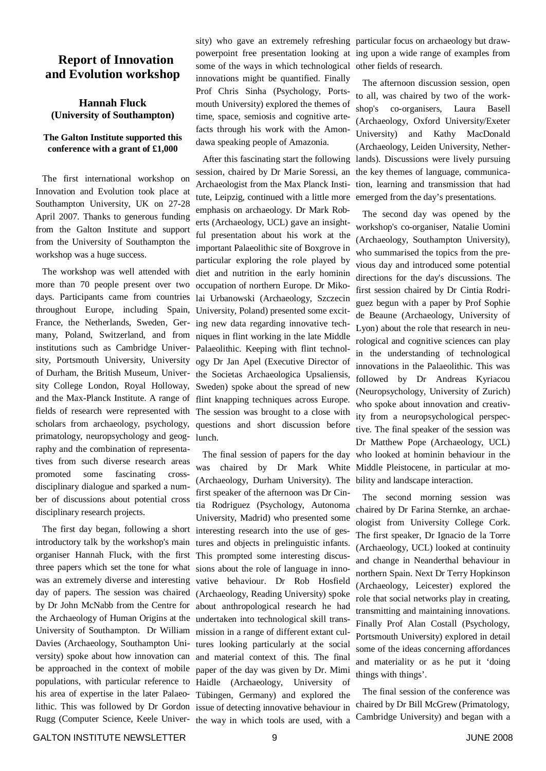## Report of Innovation and Evolution workshop

**Hannah Fluck (University of Southampton)**

**The Galton Institute supported this conference with a grant of £1,000**

The first international workshop on Innovation and Evolution took place at Southampton University, UK on 27-28 April 2007. Thanks to generous funding from the Galton Institute and support from the University of Southampton the workshop was a huge success.

The workshop was well attended with more than 70 people present over two days. Participants came from countries throughout Europe, including Spain, France, the Netherlands, Sweden, Germany, Poland, Switzerland, and from institutions such as Cambridge University, Portsmouth University, University of Durham, the British Museum, University College London, Royal Holloway, and the Max-Planck Institute. A range of fields of research were represented with scholars from archaeology, psychology, primatology, neuropsychology and geography and the combination of representatives from such diverse research areas promoted some fascinating cross-disciplinary dialogue and sparked a number of discussions about potential cross disciplinary research projects.

The first day began, following a short introductory talk by the workshop's main organiser Hannah Fluck, with the first three papers which set the tone for what was an extremely diverse and interesting day of papers. The session was chaired by Dr John McNabb from the Centre for the Archaeology of Human Origins at the University of Southampton. Dr William Davies (Archaeology, Southampton University) spoke about how innovation can be approached in the context of mobile populations, with particular reference to his area of expertise in the later Palaeolithic. This was followed by Dr Gordon Rugg (Computer Science, Keele University) who gave an extremely refreshing powerpoint free presentation looking at some of the ways in which technological innovations might be quantified. Finally Prof Chris Sinha (Psychology, Portsmouth University) explored the themes of time, space, semiosis and cognitive artefacts through his work with the Amondawa speaking people of Amazonia.

After this fascinating start the following session, chaired by Dr Marie Soressi, an Archaeologist from the Max Planck Institute, Leipzig, continued with a little more emphasis on archaeology. Dr Mark Roberts (Archaeology, UCL) gave an insightful presentation about his work at the important Palaeolithic site of Boxgrove in particular exploring the role played by diet and nutrition in the early hominin occupation of northern Europe. Dr Mikolai Urbanowski (Archaeology, Szczecin University, Poland) presented some exciting new data regarding innovative techniques in flint working in the late Middle Palaeolithic. Keeping with flint technology Dr Jan Apel (Executive Director of the Societas Archaeologica Upsaliensis, Sweden) spoke about the spread of new flint knapping techniques across Europe. The session was brought to a close with questions and short discussion before lunch.

The final session of papers for the day was chaired by Dr Mark White (Archaeology, Durham University). The first speaker of the afternoon was Dr Cintia Rodriguez (Psychology, Autonoma University, Madrid) who presented some interesting research into the use of gestures and objects in prelinguistic infants. This prompted some interesting discussions about the role of language in innovative behaviour. Dr Rob Hosfield (Archaeology, Reading University) spoke about anthropological research he had undertaken into technological skill transmission in a range of different extant cultures looking particularly at the social and material context of this. The final paper of the day was given by Dr. Mimi Haidle (Archaeology, University of Tübingen, Germany) and explored the issue of detecting innovative behaviour in the way in which tools are used, with a particular focus on archaeology but drawing upon a wide range of examples from other fields of research.

The afternoon discussion session, open to all, was chaired by two of the workshop's co-organisers, Laura Basell (Archaeology, Oxford University/Exeter University) and Kathy MacDonald (Archaeology, Leiden University, Netherlands). Discussions were lively pursuing the key themes of language, communication, learning and transmission that had emerged from the day's presentations.

The second day was opened by the workshop's co-organiser, Natalie Uomini (Archaeology, Southampton University), who summarised the topics from the previous day and introduced some potential directions for the day's discussions. The first session chaired by Dr Cintia Rodriguez begun with a paper by Prof Sophie de Beaune (Archaeology, University of Lyon) about the role that research in neurological and cognitive sciences can play in the understanding of technological innovations in the Palaeolithic. This was followed by Dr Andreas Kyriacou (Neuropsychology, University of Zurich) who spoke about innovation and creativity from a neuropsychological perspective. The final speaker of the session was Dr Matthew Pope (Archaeology, UCL) who looked at hominin behaviour in the Middle Pleistocene, in particular at mobility and landscape interaction.

The second morning session was chaired by Dr Farina Sternke, an archaeologist from University College Cork. The first speaker, Dr Ignacio de la Torre (Archaeology, UCL) looked at continuity and change in Neanderthal behaviour in northern Spain. Next Dr Terry Hopkinson (Archaeology, Leicester) explored the role that social networks play in creating, transmitting and maintaining innovations. Finally Prof Alan Costall (Psychology, Portsmouth University) explored in detail some of the ideas concerning affordances and materiality or as he put it 'doing things with things'.

The final session of the conference was chaired by Dr Bill McGrew (Primatology, Cambridge University) and began with a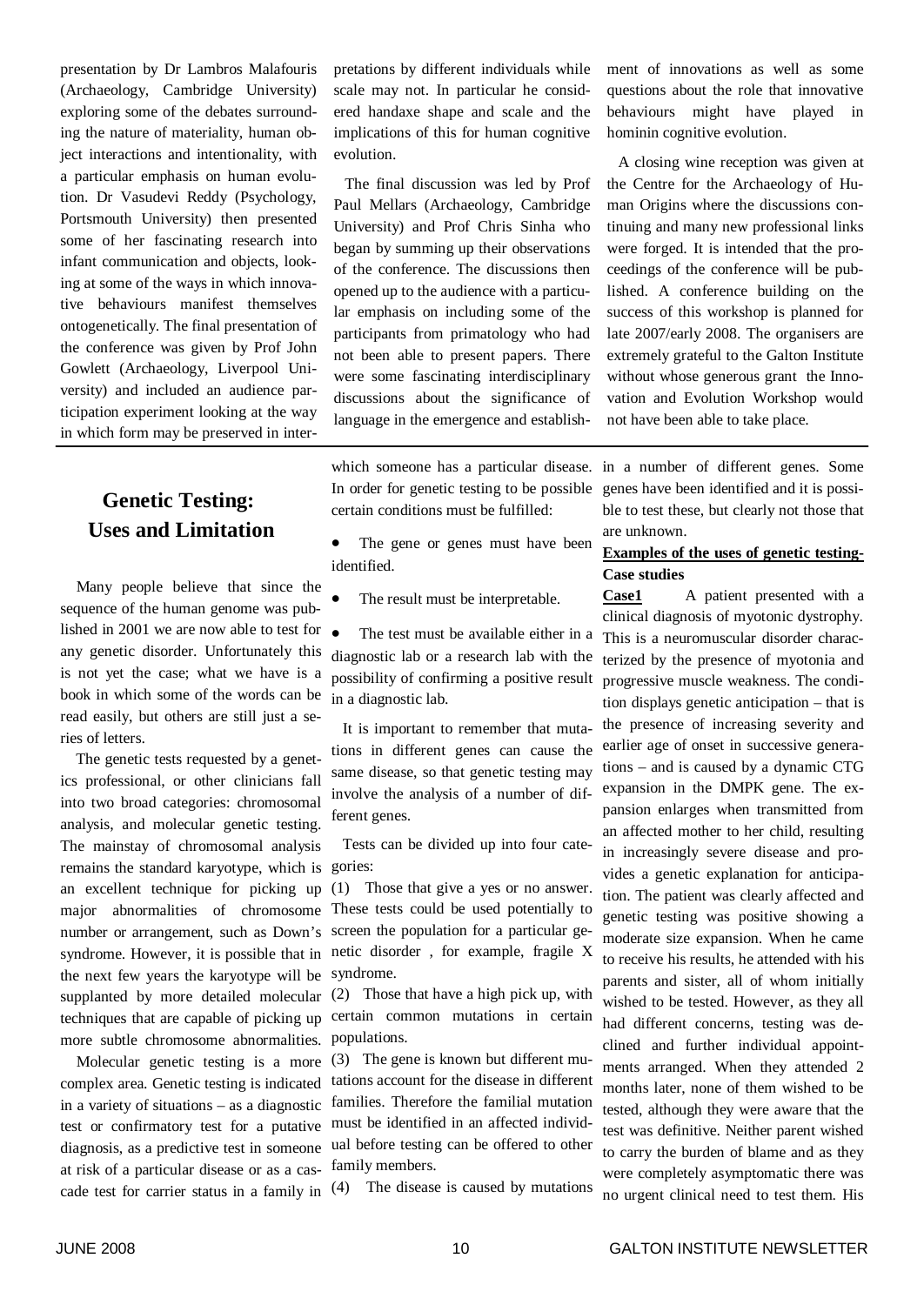presentation by Dr Lambros Malafouris (Archaeology, Cambridge University) exploring some of the debates surrounding the nature of materiality, human object interactions and intentionality, with a particular emphasis on human evolution. Dr Vasudevi Reddy (Psychology, Portsmouth University) then presented some of her fascinating research into infant communication and objects, looking at some of the ways in which innovative behaviours manifest themselves ontogenetically. The final presentation of the conference was given by Prof John Gowlett (Archaeology, Liverpool University) and included an audience participation experiment looking at the way in which form may be preserved in interpretations by different individuals while scale may not. In particular he considered handaxe shape and scale and the implications of this for human cognitive evolution.

The final discussion was led by Prof Paul Mellars (Archaeology, Cambridge University) and Prof Chris Sinha who began by summing up their observations of the conference. The discussions then opened up to the audience with a particular emphasis on including some of the participants from primatology who had not been able to present papers. There were some fascinating interdisciplinary discussions about the significance of language in the emergence and establishment of innovations as well as some questions about the role that innovative behaviours might have played in hominin cognitive evolution.

A closing wine reception was given at the Centre for the Archaeology of Human Origins where the discussions continuing and many new professional links were forged. It is intended that the proceedings of the conference will be published. A conference building on the success of this workshop is planned for late 2007/early 2008. The organisers are extremely grateful to the Galton Institute without whose generous grant the Innovation and Evolution Workshop would not have been able to take place.

## Genetic Testing: Uses and Limitation

Many people believe that since the sequence of the human genome was published in 2001 we are now able to test for any genetic disorder. Unfortunately this is not yet the case; what we have is a book in which some of the words can be read easily, but others are still just a series of letters.

The genetic tests requested by a genetics professional, or other clinicians fall into two broad categories: chromosomal analysis, and molecular genetic testing. The mainstay of chromosomal analysis remains the standard karyotype, which is an excellent technique for picking up major abnormalities of chromosome number or arrangement, such as Down's syndrome. However, it is possible that in the next few years the karyotype will be supplanted by more detailed molecular techniques that are capable of picking up more subtle chromosome abnormalities.

Molecular genetic testing is a more complex area. Genetic testing is indicated in a variety of situations – as a diagnostic test or confirmatory test for a putative diagnosis, as a predictive test in someone at risk of a particular disease or as a cascade test for carrier status in a family in which someone has a particular disease. In order for genetic testing to be possible certain conditions must be fulfilled:

- The gene or genes must have been identified.
- The result must be interpretable.
- The test must be available either in a diagnostic lab or a research lab with the possibility of confirming a positive result in a diagnostic lab.

It is important to remember that mutations in different genes can cause the same disease, so that genetic testing may involve the analysis of a number of different genes.

Tests can be divided up into four categories:

(1) Those that give a yes or no answer. These tests could be used potentially to screen the population for a particular genetic disorder , for example, fragile X syndrome.

(2) Those that have a high pick up, with certain common mutations in certain populations.

(3) The gene is known but different mutations account for the disease in different families. Therefore the familial mutation must be identified in an affected individual before testing can be offered to other family members.

(4) The disease is caused by mutations in a number of different genes. Some genes have been identified and it is possible to test these, but clearly not those that are unknown.

**Examples of the uses of genetic testing- Case studies**

**Case1** A patient presented with a clinical diagnosis of myotonic dystrophy. This is a neuromuscular disorder characterized by the presence of myotonia and progressive muscle weakness. The condition displays genetic anticipation – that is the presence of increasing severity and earlier age of onset in successive generations – and is caused by a dynamic CTG expansion in the DMPK gene. The expansion enlarges when transmitted from an affected mother to her child, resulting in increasingly severe disease and provides a genetic explanation for anticipation. The patient was clearly affected and genetic testing was positive showing a moderate size expansion. When he came to receive his results, he attended with his parents and sister, all of whom initially wished to be tested. However, as they all had different concerns, testing was declined and further individual appointments arranged. When they attended 2 months later, none of them wished to be tested, although they were aware that the test was definitive. Neither parent wished to carry the burden of blame and as they were completely asymptomatic there was no urgent clinical need to test them. His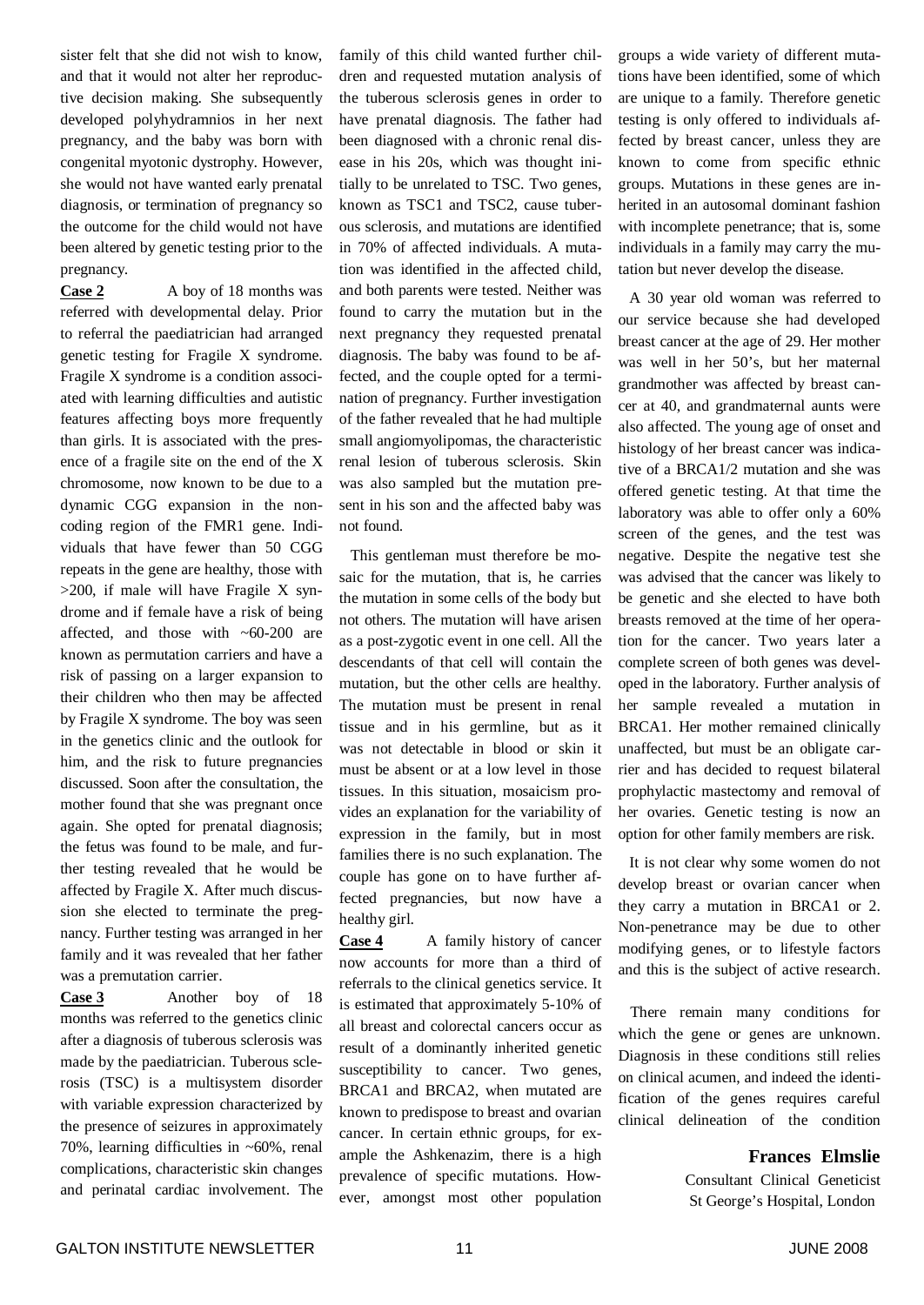sister felt that she did not wish to know, and that it would not alter her reproductive decision making. She subsequently developed polyhydramnios in her next pregnancy, and the baby was born with congenital myotonic dystrophy. However, she would not have wanted early prenatal diagnosis, or termination of pregnancy so the outcome for the child would not have been altered by genetic testing prior to the pregnancy.

**Case 2** A boy of 18 months was referred with developmental delay. Prior to referral the paediatrician had arranged genetic testing for Fragile X syndrome. Fragile X syndrome is a condition associated with learning difficulties and autistic features affecting boys more frequently than girls. It is associated with the presence of a fragile site on the end of the X chromosome, now known to be due to a dynamic CGG expansion in the non-coding region of the FMR1 gene. Individuals that have fewer than 50 CGG repeats in the gene are healthy, those with >200, if male will have Fragile X syndrome and if female have a risk of being affected, and those with ~60-200 are known as permutation carriers and have a risk of passing on a larger expansion to their children who then may be affected by Fragile X syndrome. The boy was seen in the genetics clinic and the outlook for him, and the risk to future pregnancies discussed. Soon after the consultation, the mother found that she was pregnant once again. She opted for prenatal diagnosis; the fetus was found to be male, and further testing revealed that he would be affected by Fragile X. After much discussion she elected to terminate the pregnancy. Further testing was arranged in her family and it was revealed that her father was a premutation carrier.

**Case 3** Another boy of 18 months was referred to the genetics clinic after a diagnosis of tuberous sclerosis was made by the paediatrician. Tuberous sclerosis (TSC) is a multisystem disorder with variable expression characterized by the presence of seizures in approximately 70%, learning difficulties in ~60%, renal complications, characteristic skin changes and perinatal cardiac involvement. The family of this child wanted further children and requested mutation analysis of the tuberous sclerosis genes in order to have prenatal diagnosis. The father had been diagnosed with a chronic renal disease in his 20s, which was thought initially to be unrelated to TSC. Two genes, known as TSC1 and TSC2, cause tuberous sclerosis, and mutations are identified in 70% of affected individuals. A mutation was identified in the affected child, and both parents were tested. Neither was found to carry the mutation but in the next pregnancy they requested prenatal diagnosis. The baby was found to be affected, and the couple opted for a termination of pregnancy. Further investigation of the father revealed that he had multiple small angiomyolipomas, the characteristic renal lesion of tuberous sclerosis. Skin was also sampled but the mutation present in his son and the affected baby was not found.

This gentleman must therefore be mosaic for the mutation, that is, he carries the mutation in some cells of the body but not others. The mutation will have arisen as a post-zygotic event in one cell. All the descendants of that cell will contain the mutation, but the other cells are healthy. The mutation must be present in renal tissue and in his germline, but as it was not detectable in blood or skin it must be absent or at a low level in those tissues. In this situation, mosaicism provides an explanation for the variability of expression in the family, but in most families there is no such explanation. The couple has gone on to have further affected pregnancies, but now have a healthy girl.

**Case 4** A family history of cancer now accounts for more than a third of referrals to the clinical genetics service. It is estimated that approximately 5-10% of all breast and colorectal cancers occur as result of a dominantly inherited genetic susceptibility to cancer. Two genes, BRCA1 and BRCA2, when mutated are known to predispose to breast and ovarian cancer. In certain ethnic groups, for example the Ashkenazim, there is a high prevalence of specific mutations. However, amongst most other population groups a wide variety of different mutations have been identified, some of which are unique to a family. Therefore genetic testing is only offered to individuals affected by breast cancer, unless they are known to come from specific ethnic groups. Mutations in these genes are inherited in an autosomal dominant fashion with incomplete penetrance; that is, some individuals in a family may carry the mutation but never develop the disease.

A 30 year old woman was referred to our service because she had developed breast cancer at the age of 29. Her mother was well in her 50's, but her maternal grandmother was affected by breast cancer at 40, and grandmaternal aunts were also affected. The young age of onset and histology of her breast cancer was indicative of a BRCA1/2 mutation and she was offered genetic testing. At that time the laboratory was able to offer only a 60% screen of the genes, and the test was negative. Despite the negative test she was advised that the cancer was likely to be genetic and she elected to have both breasts removed at the time of her operation for the cancer. Two years later a complete screen of both genes was developed in the laboratory. Further analysis of her sample revealed a mutation in BRCA1. Her mother remained clinically unaffected, but must be an obligate carrier and has decided to request bilateral prophylactic mastectomy and removal of her ovaries. Genetic testing is now an option for other family members are risk.

It is not clear why some women do not develop breast or ovarian cancer when they carry a mutation in BRCA1 or 2. Non-penetrance may be due to other modifying genes, or to lifestyle factors and this is the subject of active research.

There remain many conditions for which the gene or genes are unknown. Diagnosis in these conditions still relies on clinical acumen, and indeed the identification of the genes requires careful clinical delineation of the condition

**Frances Elmslie**
Consultant Clinical Geneticist
St George's Hospital, London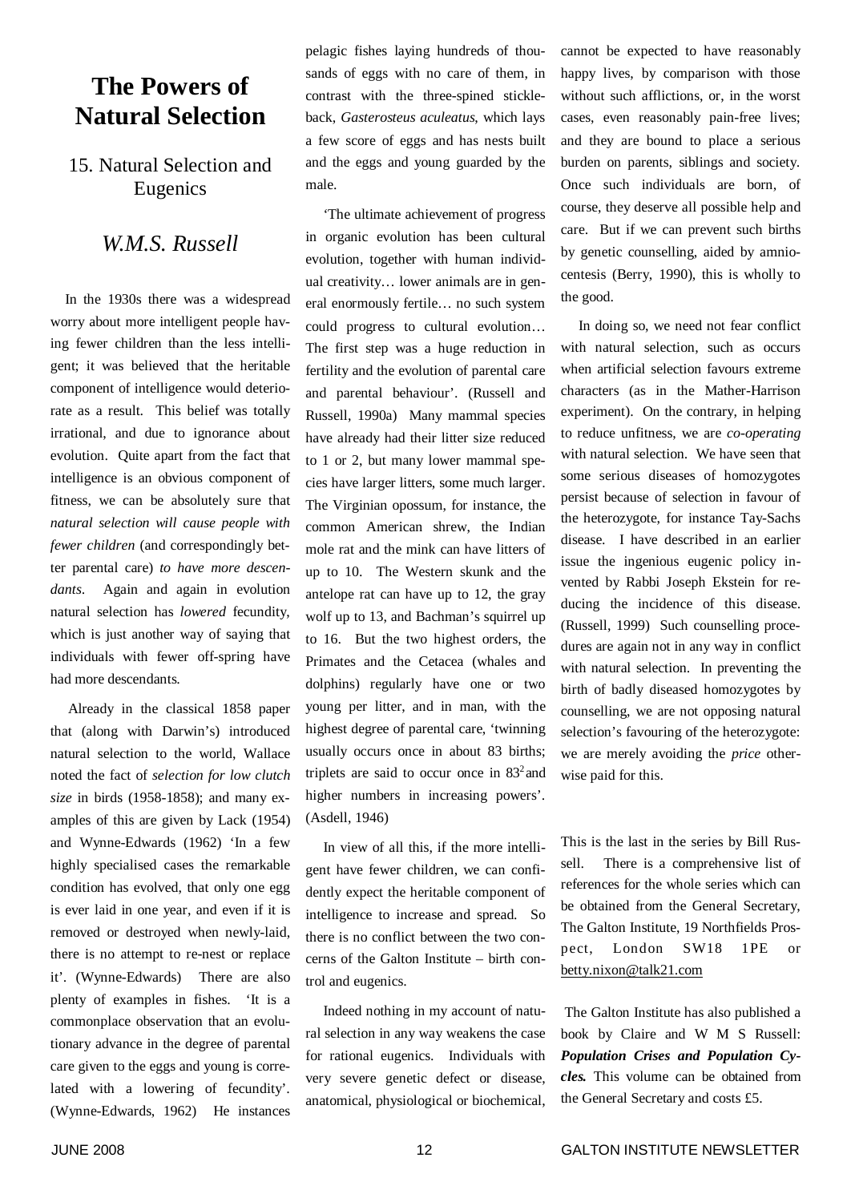# The Powers of Natural Selection

## 15. Natural Selection and Eugenics

### *W.M.S. Russell*

In the 1930s there was a widespread worry about more intelligent people having fewer children than the less intelligent; it was believed that the heritable component of intelligence would deteriorate as a result. This belief was totally irrational, and due to ignorance about evolution. Quite apart from the fact that intelligence is an obvious component of fitness, we can be absolutely sure that *natural selection will cause people with fewer children* (and correspondingly better parental care) *to have more descendants*. Again and again in evolution natural selection has *lowered* fecundity, which is just another way of saying that individuals with fewer off-spring have had more descendants.

Already in the classical 1858 paper that (along with Darwin's) introduced natural selection to the world, Wallace noted the fact of *selection for low clutch size* in birds (1958-1858); and many examples of this are given by Lack (1954) and Wynne-Edwards (1962) 'In a few highly specialised cases the remarkable condition has evolved, that only one egg is ever laid in one year, and even if it is removed or destroyed when newly-laid, there is no attempt to re-nest or replace it'. (Wynne-Edwards) There are also plenty of examples in fishes. 'It is a commonplace observation that an evolutionary advance in the degree of parental care given to the eggs and young is correlated with a lowering of fecundity'. (Wynne-Edwards, 1962) He instances pelagic fishes laying hundreds of thousands of eggs with no care of them, in contrast with the three-spined stickleback, *Gasterosteus aculeatus*, which lays a few score of eggs and has nests built and the eggs and young guarded by the male.

'The ultimate achievement of progress in organic evolution has been cultural evolution, together with human individual creativity… lower animals are in general enormously fertile… no such system could progress to cultural evolution… The first step was a huge reduction in fertility and the evolution of parental care and parental behaviour'. (Russell and Russell, 1990a) Many mammal species have already had their litter size reduced to 1 or 2, but many lower mammal species have larger litters, some much larger. The Virginian opossum, for instance, the common American shrew, the Indian mole rat and the mink can have litters of up to 10. The Western skunk and the antelope rat can have up to 12, the gray wolf up to 13, and Bachman's squirrel up to 16. But the two highest orders, the Primates and the Cetacea (whales and dolphins) regularly have one or two young per litter, and in man, with the highest degree of parental care, 'twinning usually occurs once in about 83 births; triplets are said to occur once in $83^2$ and higher numbers in increasing powers'. (Asdell, 1946)

In view of all this, if the more intelligent have fewer children, we can confidently expect the heritable component of intelligence to increase and spread. So there is no conflict between the two concerns of the Galton Institute – birth control and eugenics.

Indeed nothing in my account of natural selection in any way weakens the case for rational eugenics. Individuals with very severe genetic defect or disease, anatomical, physiological or biochemical, cannot be expected to have reasonably happy lives, by comparison with those without such afflictions, or, in the worst cases, even reasonably pain-free lives; and they are bound to place a serious burden on parents, siblings and society. Once such individuals are born, of course, they deserve all possible help and care. But if we can prevent such births by genetic counselling, aided by amniocentesis (Berry, 1990), this is wholly to the good.

In doing so, we need not fear conflict with natural selection, such as occurs when artificial selection favours extreme characters (as in the Mather-Harrison experiment). On the contrary, in helping to reduce unfitness, we are *co-operating* with natural selection. We have seen that some serious diseases of homozygotes persist because of selection in favour of the heterozygote, for instance Tay-Sachs disease. I have described in an earlier issue the ingenious eugenic policy invented by Rabbi Joseph Ekstein for reducing the incidence of this disease. (Russell, 1999) Such counselling procedures are again not in any way in conflict with natural selection. In preventing the birth of badly diseased homozygotes by counselling, we are not opposing natural selection's favouring of the heterozygote: we are merely avoiding the *price* otherwise paid for this.

This is the last in the series by Bill Russell. There is a comprehensive list of references for the whole series which can be obtained from the General Secretary, The Galton Institute, 19 Northfields Prospect, London SW18 1PE or betty.nixon@talk21.com

The Galton Institute has also published a book by Claire and W M S Russell: ***Population Crises and Population Cycles.*** This volume can be obtained from the General Secretary and costs £5.